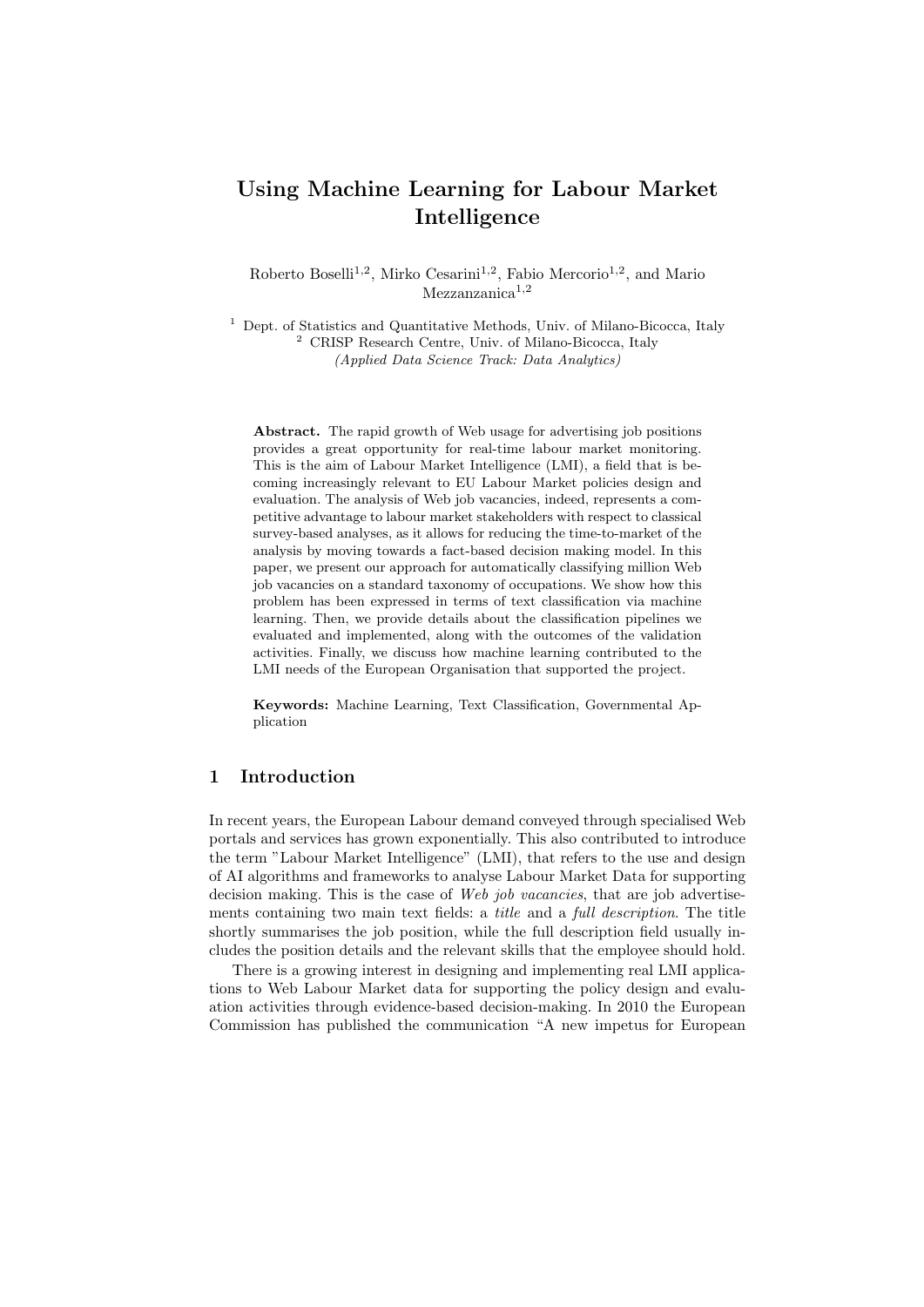# Using Machine Learning for Labour Market Intelligence

Roberto Boselli[1,2], Mirko Cesarini[1,2], Fabio Mercorio[1,2], and Mario Mezzanzanica[1,2]

[1] Dept. of Statistics and Quantitative Methods, Univ. of Milano-Bicocca, Italy
[2] CRISP Research Centre, Univ. of Milano-Bicocca, Italy
*(Applied Data Science Track: Data Analytics)*

**Abstract.** The rapid growth of Web usage for advertising job positions provides a great opportunity for real-time labour market monitoring. This is the aim of Labour Market Intelligence (LMI), a field that is becoming increasingly relevant to EU Labour Market policies design and evaluation. The analysis of Web job vacancies, indeed, represents a competitive advantage to labour market stakeholders with respect to classical survey-based analyses, as it allows for reducing the time-to-market of the analysis by moving towards a fact-based decision making model. In this paper, we present our approach for automatically classifying million Web job vacancies on a standard taxonomy of occupations. We show how this problem has been expressed in terms of text classification via machine learning. Then, we provide details about the classification pipelines we evaluated and implemented, along with the outcomes of the validation activities. Finally, we discuss how machine learning contributed to the LMI needs of the European Organisation that supported the project.

**Keywords:** Machine Learning, Text Classification, Governmental Application

## 1 Introduction

In recent years, the European Labour demand conveyed through specialised Web portals and services has grown exponentially. This also contributed to introduce the term "Labour Market Intelligence" (LMI), that refers to the use and design of AI algorithms and frameworks to analyse Labour Market Data for supporting decision making. This is the case of *Web job vacancies*, that are job advertisements containing two main text fields: a *title* and a *full description*. The title shortly summarises the job position, while the full description field usually includes the position details and the relevant skills that the employee should hold.

There is a growing interest in designing and implementing real LMI applications to Web Labour Market data for supporting the policy design and evaluation activities through evidence-based decision-making. In 2010 the European Commission has published the communication "A new impetus for European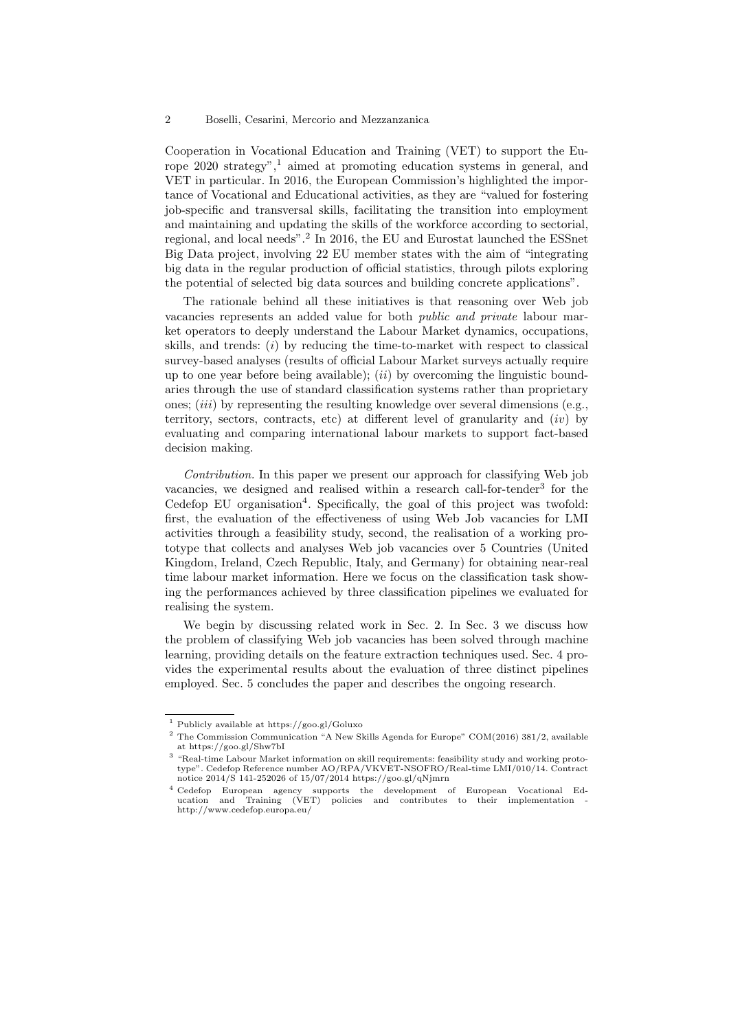Cooperation in Vocational Education and Training (VET) to support the Europe 2020 strategy",[1] aimed at promoting education systems in general, and VET in particular. In 2016, the European Commission's highlighted the importance of Vocational and Educational activities, as they are "valued for fostering job-specific and transversal skills, facilitating the transition into employment and maintaining and updating the skills of the workforce according to sectorial, regional, and local needs".[2] In 2016, the EU and Eurostat launched the ESSnet Big Data project, involving 22 EU member states with the aim of "integrating big data in the regular production of official statistics, through pilots exploring the potential of selected big data sources and building concrete applications".

The rationale behind all these initiatives is that reasoning over Web job vacancies represents an added value for both *public and private* labour market operators to deeply understand the Labour Market dynamics, occupations, skills, and trends: (*i*) by reducing the time-to-market with respect to classical survey-based analyses (results of official Labour Market surveys actually require up to one year before being available); (*ii*) by overcoming the linguistic boundaries through the use of standard classification systems rather than proprietary ones; (*iii*) by representing the resulting knowledge over several dimensions (e.g., territory, sectors, contracts, etc) at different level of granularity and (*iv*) by evaluating and comparing international labour markets to support fact-based decision making.

*Contribution.* In this paper we present our approach for classifying Web job vacancies, we designed and realised within a research call-for-tender[3] for the Cedefop EU organisation[4]. Specifically, the goal of this project was twofold: first, the evaluation of the effectiveness of using Web Job vacancies for LMI activities through a feasibility study, second, the realisation of a working prototype that collects and analyses Web job vacancies over 5 Countries (United Kingdom, Ireland, Czech Republic, Italy, and Germany) for obtaining near-real time labour market information. Here we focus on the classification task showing the performances achieved by three classification pipelines we evaluated for realising the system.

We begin by discussing related work in Sec. 2. In Sec. 3 we discuss how the problem of classifying Web job vacancies has been solved through machine learning, providing details on the feature extraction techniques used. Sec. 4 provides the experimental results about the evaluation of three distinct pipelines employed. Sec. 5 concludes the paper and describes the ongoing research.

---

[1] Publicly available at https://goo.gl/Goluxo

[2] The Commission Communication "A New Skills Agenda for Europe" COM(2016) 381/2, available at https://goo.gl/Shw7bI

[3] "Real-time Labour Market information on skill requirements: feasibility study and working prototype". Cedefop Reference number AO/RPA/VKVET-NSOFRO/Real-time LMI/010/14. Contract notice 2014/S 141-252026 of 15/07/2014 https://goo.gl/qNjmrn

[4] Cedefop European agency supports the development of European Vocational Education and Training (VET) policies and contributes to their implementation - http://www.cedefop.europa.eu/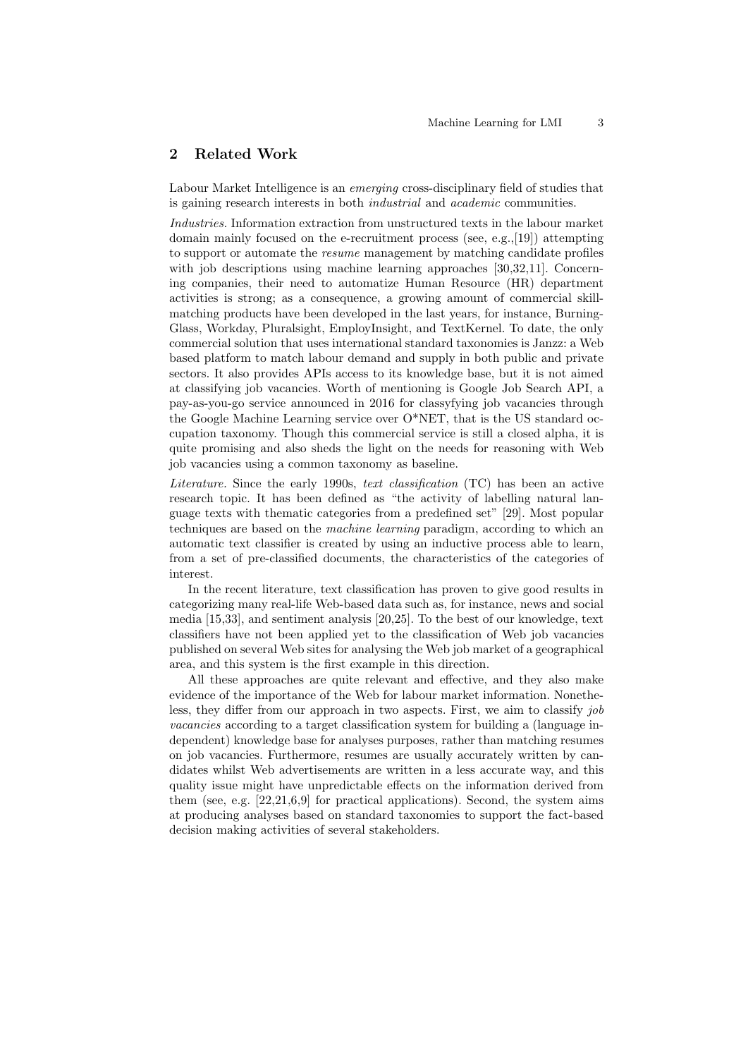## 2 Related Work

Labour Market Intelligence is an *emerging* cross-disciplinary field of studies that is gaining research interests in both *industrial* and *academic* communities.

*Industries.* Information extraction from unstructured texts in the labour market domain mainly focused on the e-recruitment process (see, e.g.,[19]) attempting to support or automate the *resume* management by matching candidate profiles with job descriptions using machine learning approaches [30,32,11]. Concerning companies, their need to automatize Human Resource (HR) department activities is strong; as a consequence, a growing amount of commercial skill-matching products have been developed in the last years, for instance, Burning-Glass, Workday, Pluralsight, EmployInsight, and TextKernel. To date, the only commercial solution that uses international standard taxonomies is Janzz: a Web based platform to match labour demand and supply in both public and private sectors. It also provides APIs access to its knowledge base, but it is not aimed at classifying job vacancies. Worth of mentioning is Google Job Search API, a pay-as-you-go service announced in 2016 for classyfying job vacancies through the Google Machine Learning service over O*NET, that is the US standard occupation taxonomy. Though this commercial service is still a closed alpha, it is quite promising and also sheds the light on the needs for reasoning with Web job vacancies using a common taxonomy as baseline.

*Literature.* Since the early 1990s, *text classification* (TC) has been an active research topic. It has been defined as "the activity of labelling natural language texts with thematic categories from a predefined set" [29]. Most popular techniques are based on the *machine learning* paradigm, according to which an automatic text classifier is created by using an inductive process able to learn, from a set of pre-classified documents, the characteristics of the categories of interest.

In the recent literature, text classification has proven to give good results in categorizing many real-life Web-based data such as, for instance, news and social media [15,33], and sentiment analysis [20,25]. To the best of our knowledge, text classifiers have not been applied yet to the classification of Web job vacancies published on several Web sites for analysing the Web job market of a geographical area, and this system is the first example in this direction.

All these approaches are quite relevant and effective, and they also make evidence of the importance of the Web for labour market information. Nonetheless, they differ from our approach in two aspects. First, we aim to classify *job vacancies* according to a target classification system for building a (language independent) knowledge base for analyses purposes, rather than matching resumes on job vacancies. Furthermore, resumes are usually accurately written by candidates whilst Web advertisements are written in a less accurate way, and this quality issue might have unpredictable effects on the information derived from them (see, e.g. [22,21,6,9] for practical applications). Second, the system aims at producing analyses based on standard taxonomies to support the fact-based decision making activities of several stakeholders.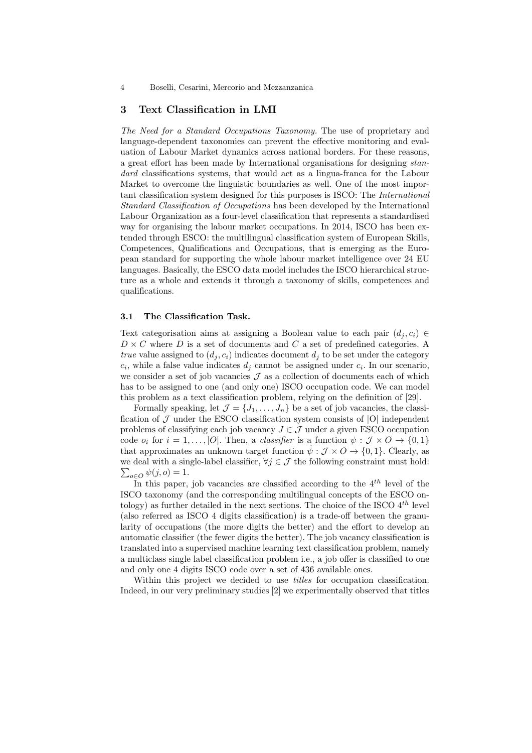## 3 Text Classification in LMI

*The Need for a Standard Occupations Taxonomy.* The use of proprietary and language-dependent taxonomies can prevent the effective monitoring and evaluation of Labour Market dynamics across national borders. For these reasons, a great effort has been made by International organisations for designing *standard* classifications systems, that would act as a lingua-franca for the Labour Market to overcome the linguistic boundaries as well. One of the most important classification system designed for this purposes is ISCO: The *International Standard Classification of Occupations* has been developed by the International Labour Organization as a four-level classification that represents a standardised way for organising the labour market occupations. In 2014, ISCO has been extended through ESCO: the multilingual classification system of European Skills, Competences, Qualifications and Occupations, that is emerging as the European standard for supporting the whole labour market intelligence over 24 EU languages. Basically, the ESCO data model includes the ISCO hierarchical structure as a whole and extends it through a taxonomy of skills, competences and qualifications.

### 3.1 The Classification Task.

Text categorisation aims at assigning a Boolean value to each pair $(d_j, c_i) \in D \times C$ where $D$ is a set of documents and $C$ a set of predefined categories. A *true* value assigned to $(d_j, c_i)$ indicates document $d_j$ to be set under the category $c_i$, while a false value indicates $d_j$ cannot be assigned under $c_i$. In our scenario, we consider a set of job vacancies $\mathcal{J}$ as a collection of documents each of which has to be assigned to one (and only one) ISCO occupation code. We can model this problem as a text classification problem, relying on the definition of [29].

Formally speaking, let $\mathcal{J} = \{J_1, \ldots, J_n\}$ be a set of job vacancies, the classification of $\mathcal{J}$ under the ESCO classification system consists of |O| independent problems of classifying each job vacancy $J \in \mathcal{J}$ under a given ESCO occupation code $o_i$ for $i = 1, \ldots, |O|$. Then, a *classifier* is a function $\psi : \mathcal{J} \times O \to \{0, 1\}$ that approximates an unknown target function $\dot{\psi} : \mathcal{J} \times O \to \{0, 1\}$. Clearly, as we deal with a single-label classifier, $\forall j \in \mathcal{J}$ the following constraint must hold: $\sum_{o \in O} \psi(j, o) = 1$.

In this paper, job vacancies are classified according to the $4^{th}$ level of the ISCO taxonomy (and the corresponding multilingual concepts of the ESCO ontology) as further detailed in the next sections. The choice of the ISCO $4^{th}$ level (also referred as ISCO 4 digits classification) is a trade-off between the granularity of occupations (the more digits the better) and the effort to develop an automatic classifier (the fewer digits the better). The job vacancy classification is translated into a supervised machine learning text classification problem, namely a multiclass single label classification problem i.e., a job offer is classified to one and only one 4 digits ISCO code over a set of 436 available ones.

Within this project we decided to use *titles* for occupation classification. Indeed, in our very preliminary studies [2] we experimentally observed that titles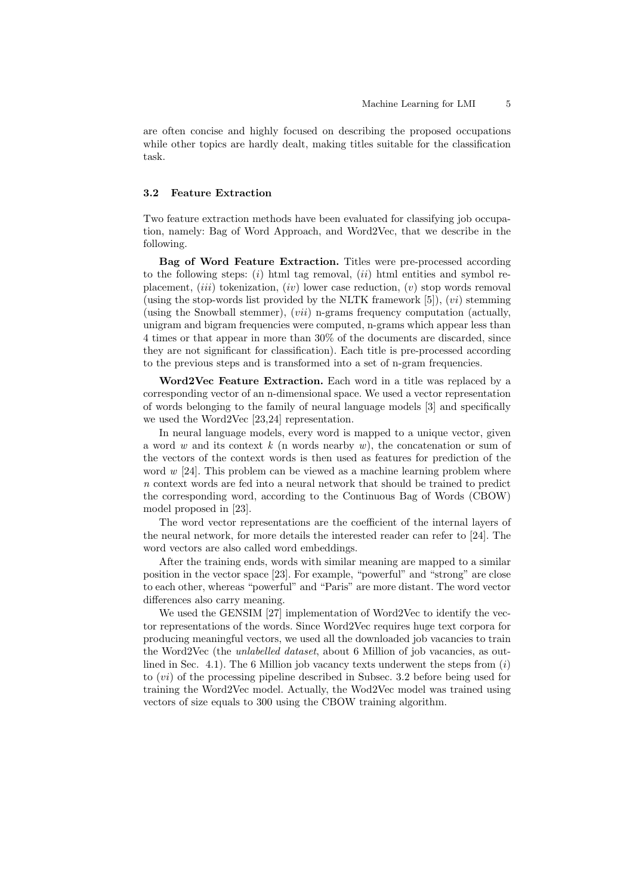are often concise and highly focused on describing the proposed occupations while other topics are hardly dealt, making titles suitable for the classification task.

### 3.2 Feature Extraction

Two feature extraction methods have been evaluated for classifying job occupation, namely: Bag of Word Approach, and Word2Vec, that we describe in the following.

**Bag of Word Feature Extraction.** Titles were pre-processed according to the following steps: (*i*) html tag removal, (*ii*) html entities and symbol replacement, (*iii*) tokenization, (*iv*) lower case reduction, (*v*) stop words removal (using the stop-words list provided by the NLTK framework [5]), (*vi*) stemming (using the Snowball stemmer), (*vii*) n-grams frequency computation (actually, unigram and bigram frequencies were computed, n-grams which appear less than 4 times or that appear in more than 30% of the documents are discarded, since they are not significant for classification). Each title is pre-processed according to the previous steps and is transformed into a set of n-gram frequencies.

**Word2Vec Feature Extraction.** Each word in a title was replaced by a corresponding vector of an n-dimensional space. We used a vector representation of words belonging to the family of neural language models [3] and specifically we used the Word2Vec [23,24] representation.

In neural language models, every word is mapped to a unique vector, given a word $w$ and its context $k$ (n words nearby $w$), the concatenation or sum of the vectors of the context words is then used as features for prediction of the word $w$ [24]. This problem can be viewed as a machine learning problem where $n$ context words are fed into a neural network that should be trained to predict the corresponding word, according to the Continuous Bag of Words (CBOW) model proposed in [23].

The word vector representations are the coefficient of the internal layers of the neural network, for more details the interested reader can refer to [24]. The word vectors are also called word embeddings.

After the training ends, words with similar meaning are mapped to a similar position in the vector space [23]. For example, "powerful" and "strong" are close to each other, whereas "powerful" and "Paris" are more distant. The word vector differences also carry meaning.

We used the GENSIM [27] implementation of Word2Vec to identify the vector representations of the words. Since Word2Vec requires huge text corpora for producing meaningful vectors, we used all the downloaded job vacancies to train the Word2Vec (the *unlabelled dataset*, about 6 Million of job vacancies, as outlined in Sec. 4.1). The 6 Million job vacancy texts underwent the steps from (*i*) to (*vi*) of the processing pipeline described in Subsec. 3.2 before being used for training the Word2Vec model. Actually, the Wod2Vec model was trained using vectors of size equals to 300 using the CBOW training algorithm.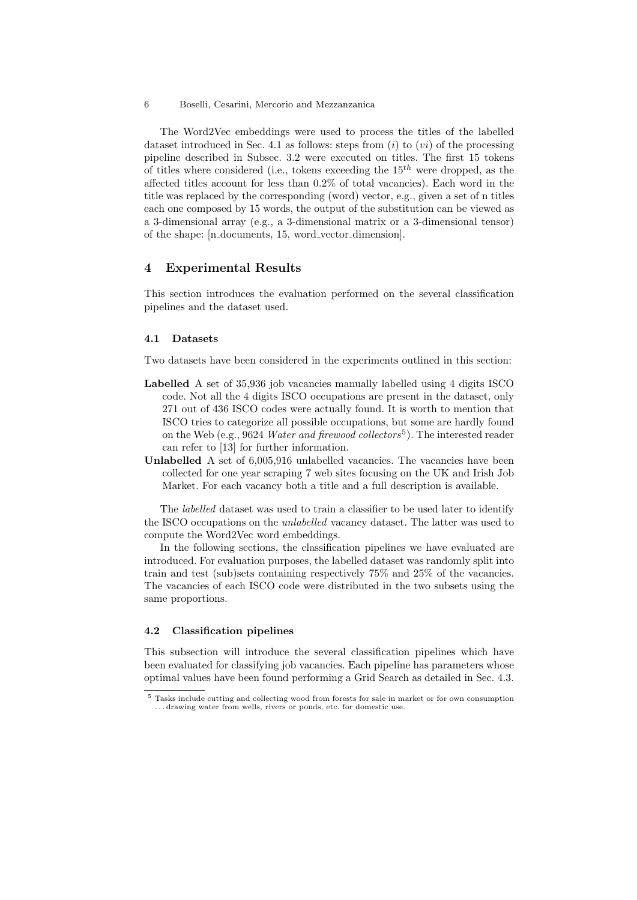The Word2Vec embeddings were used to process the titles of the labelled dataset introduced in Sec. 4.1 as follows: steps from ($i$) to ($vi$) of the processing pipeline described in Subsec. 3.2 were executed on titles. The first 15 tokens of titles where considered (i.e., tokens exceeding the $15^{th}$ were dropped, as the affected titles account for less than 0.2% of total vacancies). Each word in the title was replaced by the corresponding (word) vector, e.g., given a set of n titles each one composed by 15 words, the output of the substitution can be viewed as a 3-dimensional array (e.g., a 3-dimensional matrix or a 3-dimensional tensor) of the shape: [n_documents, 15, word_vector_dimension].

## 4 Experimental Results

This section introduces the evaluation performed on the several classification pipelines and the dataset used.

### 4.1 Datasets

Two datasets have been considered in the experiments outlined in this section:

**Labelled** A set of 35,936 job vacancies manually labelled using 4 digits ISCO code. Not all the 4 digits ISCO occupations are present in the dataset, only 271 out of 436 ISCO codes were actually found. It is worth to mention that ISCO tries to categorize all possible occupations, but some are hardly found on the Web (e.g., 9624 *Water and firewood collectors*[5]). The interested reader can refer to [13] for further information.

**Unlabelled** A set of 6,005,916 unlabelled vacancies. The vacancies have been collected for one year scraping 7 web sites focusing on the UK and Irish Job Market. For each vacancy both a title and a full description is available.

The *labelled* dataset was used to train a classifier to be used later to identify the ISCO occupations on the *unlabelled* vacancy dataset. The latter was used to compute the Word2Vec word embeddings.

In the following sections, the classification pipelines we have evaluated are introduced. For evaluation purposes, the labelled dataset was randomly split into train and test (sub)sets containing respectively 75% and 25% of the vacancies. The vacancies of each ISCO code were distributed in the two subsets using the same proportions.

### 4.2 Classification pipelines

This subsection will introduce the several classification pipelines which have been evaluated for classifying job vacancies. Each pipeline has parameters whose optimal values have been found performing a Grid Search as detailed in Sec. 4.3.

[5] Tasks include cutting and collecting wood from forests for sale in market or for own consumption ... drawing water from wells, rivers or ponds, etc. for domestic use.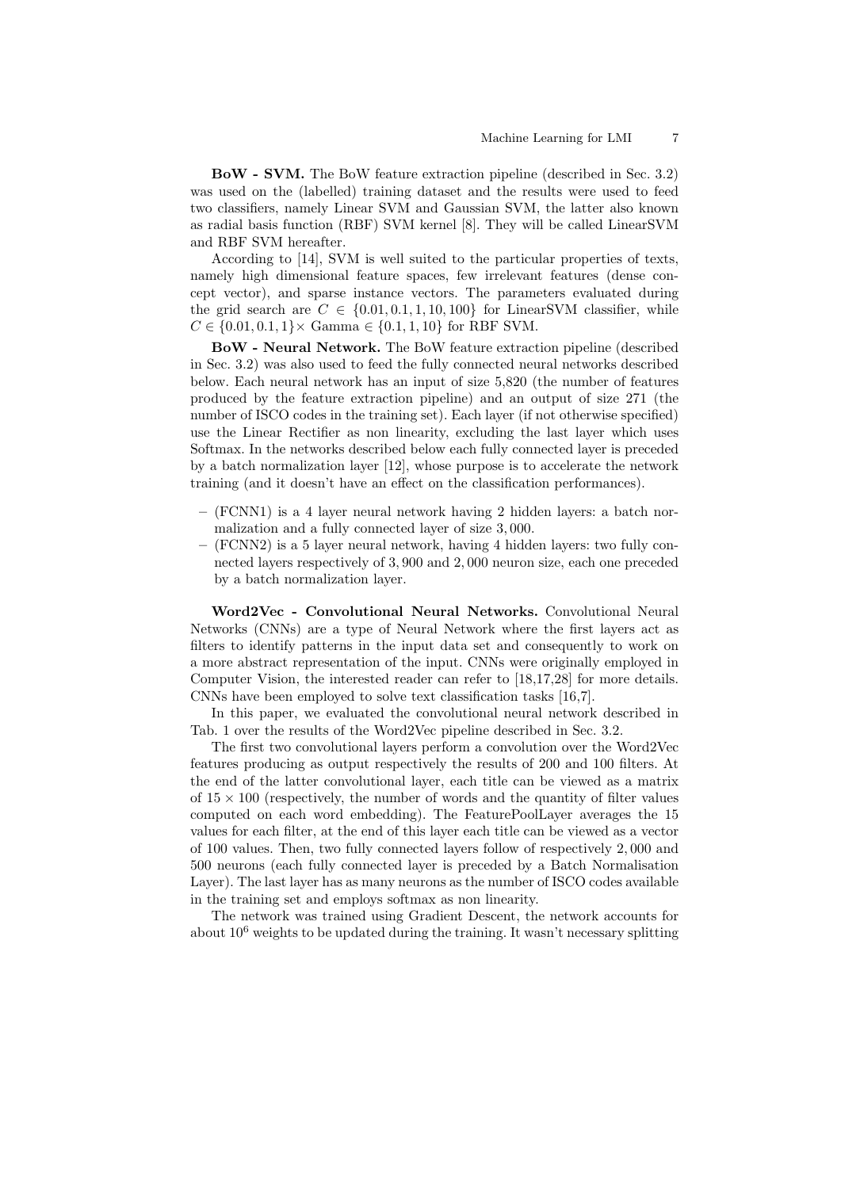**BoW - SVM.** The BoW feature extraction pipeline (described in Sec. 3.2) was used on the (labelled) training dataset and the results were used to feed two classifiers, namely Linear SVM and Gaussian SVM, the latter also known as radial basis function (RBF) SVM kernel [8]. They will be called LinearSVM and RBF SVM hereafter.

According to [14], SVM is well suited to the particular properties of texts, namely high dimensional feature spaces, few irrelevant features (dense concept vector), and sparse instance vectors. The parameters evaluated during the grid search are $C \in \{0.01, 0.1, 1, 10, 100\}$ for LinearSVM classifier, while $C \in \{0.01, 0.1, 1\} \times$ Gamma $\in \{0.1, 1, 10\}$ for RBF SVM.

**BoW - Neural Network.** The BoW feature extraction pipeline (described in Sec. 3.2) was also used to feed the fully connected neural networks described below. Each neural network has an input of size 5,820 (the number of features produced by the feature extraction pipeline) and an output of size 271 (the number of ISCO codes in the training set). Each layer (if not otherwise specified) use the Linear Rectifier as non linearity, excluding the last layer which uses Softmax. In the networks described below each fully connected layer is preceded by a batch normalization layer [12], whose purpose is to accelerate the network training (and it doesn't have an effect on the classification performances).

- (FCNN1) is a 4 layer neural network having 2 hidden layers: a batch normalization and a fully connected layer of size 3,000.
- (FCNN2) is a 5 layer neural network, having 4 hidden layers: two fully connected layers respectively of 3,900 and 2,000 neuron size, each one preceded by a batch normalization layer.

**Word2Vec - Convolutional Neural Networks.** Convolutional Neural Networks (CNNs) are a type of Neural Network where the first layers act as filters to identify patterns in the input data set and consequently to work on a more abstract representation of the input. CNNs were originally employed in Computer Vision, the interested reader can refer to [18,17,28] for more details. CNNs have been employed to solve text classification tasks [16,7].

In this paper, we evaluated the convolutional neural network described in Tab. 1 over the results of the Word2Vec pipeline described in Sec. 3.2.

The first two convolutional layers perform a convolution over the Word2Vec features producing as output respectively the results of 200 and 100 filters. At the end of the latter convolutional layer, each title can be viewed as a matrix of $15 \times 100$ (respectively, the number of words and the quantity of filter values computed on each word embedding). The FeaturePoolLayer averages the 15 values for each filter, at the end of this layer each title can be viewed as a vector of 100 values. Then, two fully connected layers follow of respectively 2,000 and 500 neurons (each fully connected layer is preceded by a Batch Normalisation Layer). The last layer has as many neurons as the number of ISCO codes available in the training set and employs softmax as non linearity.

The network was trained using Gradient Descent, the network accounts for about $10^6$ weights to be updated during the training. It wasn't necessary splitting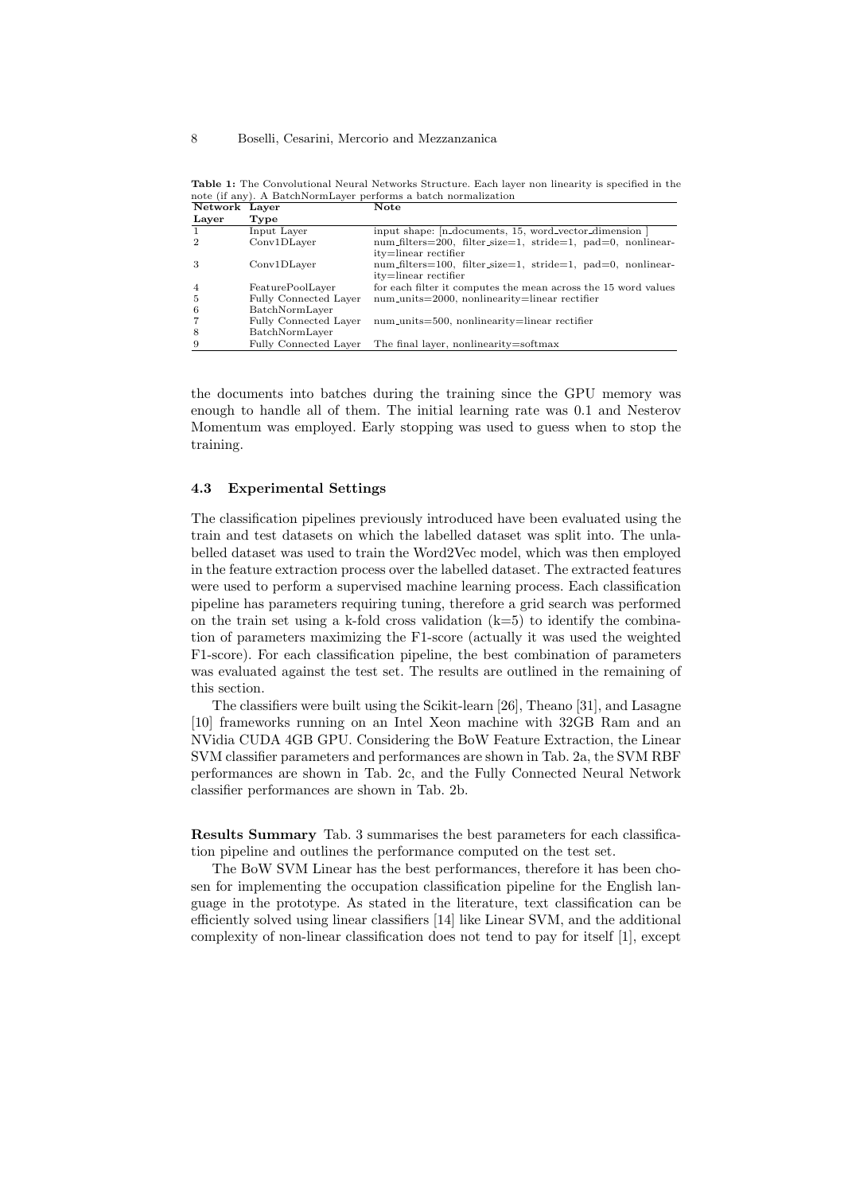**Table 1:** The Convolutional Neural Networks Structure. Each layer non linearity is specified in the note (if any). A BatchNormLayer performs a batch normalization

| Network Layer | Layer Type | Note |
|---|---|---|
| 1 | Input Layer | input shape: [n_documents, 15, word_vector_dimension ] |
| 2 | Conv1DLayer | num_filters=200, filter_size=1, stride=1, pad=0, nonlinearity=linear rectifier |
| 3 | Conv1DLayer | num_filters=100, filter_size=1, stride=1, pad=0, nonlinearity=linear rectifier |
| 4 | FeaturePoolLayer | for each filter it computes the mean across the 15 word values |
| 5 | Fully Connected Layer | num_units=2000, nonlinearity=linear rectifier |
| 6 | BatchNormLayer | |
| 7 | Fully Connected Layer | num_units=500, nonlinearity=linear rectifier |
| 8 | BatchNormLayer | |
| 9 | Fully Connected Layer | The final layer, nonlinearity=softmax |

the documents into batches during the training since the GPU memory was enough to handle all of them. The initial learning rate was 0.1 and Nesterov Momentum was employed. Early stopping was used to guess when to stop the training.

### 4.3 Experimental Settings

The classification pipelines previously introduced have been evaluated using the train and test datasets on which the labelled dataset was split into. The unlabelled dataset was used to train the Word2Vec model, which was then employed in the feature extraction process over the labelled dataset. The extracted features were used to perform a supervised machine learning process. Each classification pipeline has parameters requiring tuning, therefore a grid search was performed on the train set using a k-fold cross validation (k=5) to identify the combination of parameters maximizing the F1-score (actually it was used the weighted F1-score). For each classification pipeline, the best combination of parameters was evaluated against the test set. The results are outlined in the remaining of this section.

The classifiers were built using the Scikit-learn [26], Theano [31], and Lasagne [10] frameworks running on an Intel Xeon machine with 32GB Ram and an NVidia CUDA 4GB GPU. Considering the BoW Feature Extraction, the Linear SVM classifier parameters and performances are shown in Tab. 2a, the SVM RBF performances are shown in Tab. 2c, and the Fully Connected Neural Network classifier performances are shown in Tab. 2b.

**Results Summary** Tab. 3 summarises the best parameters for each classification pipeline and outlines the performance computed on the test set.

The BoW SVM Linear has the best performances, therefore it has been chosen for implementing the occupation classification pipeline for the English language in the prototype. As stated in the literature, text classification can be efficiently solved using linear classifiers [14] like Linear SVM, and the additional complexity of non-linear classification does not tend to pay for itself [1], except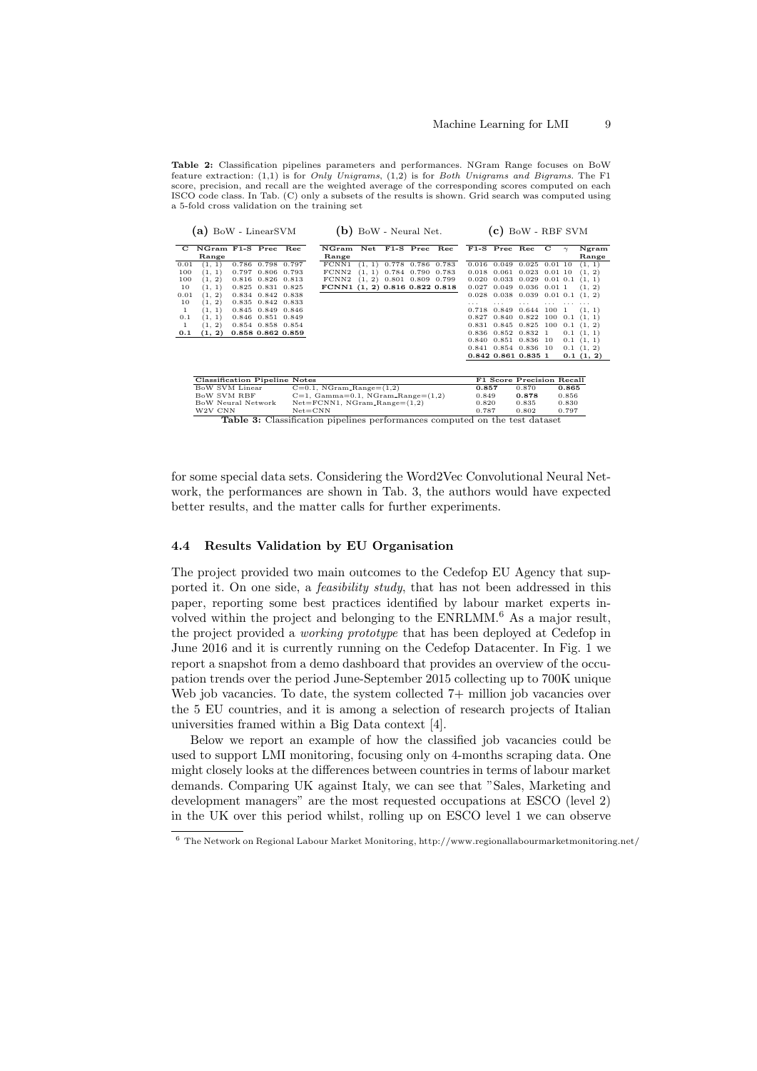**Table 2:** Classification pipelines parameters and performances. NGram Range focuses on BoW feature extraction: (1,1) is for *Only Unigrams*, (1,2) is for *Both Unigrams and Bigrams*. The F1 score, precision, and recall are the weighted average of the corresponding scores computed on each ISCO code class. In Tab. (C) only a subsets of the results is shown. Grid search was computed using a 5-fold cross validation on the training set

**(a)** BoW - LinearSVM

| C | NGram Range | F1-S | Prec | Rec |
|---|---|---|---|---|
| 0.01 | (1, 1) | 0.786 | 0.798 | 0.797 |
| 100 | (1, 1) | 0.797 | 0.806 | 0.793 |
| 100 | (1, 2) | 0.816 | 0.826 | 0.813 |
| 10 | (1, 1) | 0.825 | 0.831 | 0.825 |
| 0.01 | (1, 2) | 0.834 | 0.842 | 0.838 |
| 10 | (1, 2) | 0.835 | 0.842 | 0.833 |
| 1 | (1, 1) | 0.845 | 0.849 | 0.846 |
| 0.1 | (1, 1) | 0.846 | 0.851 | 0.849 |
| 1 | (1, 2) | 0.854 | 0.858 | 0.854 |
| **0.1** | **(1, 2)** | **0.858** | **0.862** | **0.859** |

**(b)** BoW - Neural Net.

| NGram Range | Net | F1-S | Prec | Rec |
|---|---|---|---|---|
| FCNN1 | (1, 1) | 0.778 | 0.786 | 0.783 |
| FCNN2 | (1, 1) | 0.784 | 0.790 | 0.783 |
| FCNN2 | (1, 2) | 0.801 | 0.809 | 0.799 |
| **FCNN1** | **(1, 2)** | **0.816** | **0.822** | **0.818** |

**(c)** BoW - RBF SVM

| F1-S | Prec | Rec | C | $\gamma$ | Ngram Range |
|---|---|---|---|---|---|
| 0.016 | 0.049 | 0.025 | 0.01 | 10 | (1, 1) |
| 0.018 | 0.061 | 0.023 | 0.01 | 10 | (1, 2) |
| 0.020 | 0.033 | 0.029 | 0.01 | 0.1 | (1, 1) |
| 0.027 | 0.049 | 0.036 | 0.01 | 1 | (1, 2) |
| 0.028 | 0.038 | 0.039 | 0.01 | 0.1 | (1, 2) |
| ... | ... | ... | ... | ... | ... |
| 0.718 | 0.849 | 0.644 | 100 | 1 | (1, 1) |
| 0.827 | 0.840 | 0.822 | 100 | 0.1 | (1, 1) |
| 0.831 | 0.845 | 0.825 | 100 | 0.1 | (1, 2) |
| 0.836 | 0.852 | 0.832 | 1 | 0.1 | (1, 1) |
| 0.840 | 0.851 | 0.836 | 10 | 0.1 | (1, 1) |
| 0.841 | 0.854 | 0.836 | 10 | 0.1 | (1, 2) |
| **0.842** | **0.861** | **0.835** | **1** | **0.1** | **(1, 2)** |

| Classification Pipeline | Notes | F1 Score | Precision | Recall |
|---|---|---|---|---|
| BoW SVM Linear | C=0.1, NGram_Range=(1,2) | **0.857** | 0.870 | **0.865** |
| BoW SVM RBF | C=1, Gamma=0.1, NGram_Range=(1,2) | 0.849 | **0.878** | 0.856 |
| BoW Neural Network | Net=FCNN1, NGram_Range=(1,2) | 0.820 | 0.835 | 0.830 |
| W2V CNN | Net=CNN | 0.787 | 0.802 | 0.797 |

**Table 3:** Classification pipelines performances computed on the test dataset

for some special data sets. Considering the Word2Vec Convolutional Neural Network, the performances are shown in Tab. 3, the authors would have expected better results, and the matter calls for further experiments.

### 4.4 Results Validation by EU Organisation

The project provided two main outcomes to the Cedefop EU Agency that supported it. On one side, a *feasibility study*, that has not been addressed in this paper, reporting some best practices identified by labour market experts involved within the project and belonging to the ENRLMM.[6] As a major result, the project provided a *working prototype* that has been deployed at Cedefop in June 2016 and it is currently running on the Cedefop Datacenter. In Fig. 1 we report a snapshot from a demo dashboard that provides an overview of the occupation trends over the period June-September 2015 collecting up to 700K unique Web job vacancies. To date, the system collected 7+ million job vacancies over the 5 EU countries, and it is among a selection of research projects of Italian universities framed within a Big Data context [4].

Below we report an example of how the classified job vacancies could be used to support LMI monitoring, focusing only on 4-months scraping data. One might closely looks at the differences between countries in terms of labour market demands. Comparing UK against Italy, we can see that "Sales, Marketing and development managers" are the most requested occupations at ESCO (level 2) in the UK over this period whilst, rolling up on ESCO level 1 we can observe

[6] The Network on Regional Labour Market Monitoring, http://www.regionallabourmarketmonitoring.net/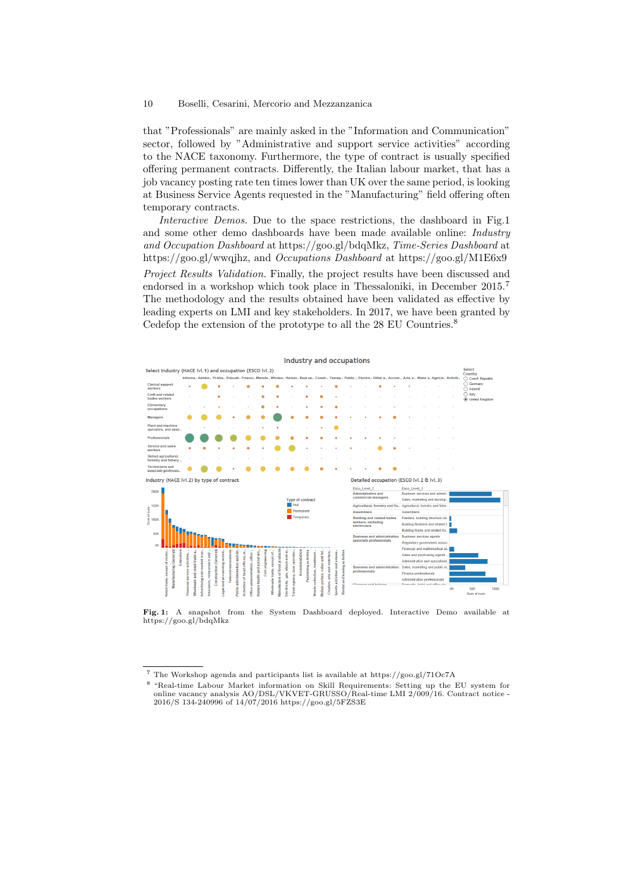that "Professionals" are mainly asked in the "Information and Communication" sector, followed by "Administrative and support service activities" according to the NACE taxonomy. Furthermore, the type of contract is usually specified offering permanent contracts. Differently, the Italian labour market, that has a job vacancy posting rate ten times lower than UK over the same period, is looking at Business Service Agents requested in the "Manufacturing" field offering often temporary contracts.

*Interactive Demos.* Due to the space restrictions, the dashboard in Fig.1 and some other demo dashboards have been made available online: *Industry and Occupation Dashboard* at https://goo.gl/bdqMkz, *Time-Series Dashboard* at https://goo.gl/wwqjhz, and *Occupations Dashboard* at https://goo.gl/M1E6x9

*Project Results Validation.* Finally, the project results have been discussed and endorsed in a workshop which took place in Thessaloniki, in December 2015.[7] The methodology and the results obtained have been validated as effective by leading experts on LMI and key stakeholders. In 2017, we have been granted by Cedefop the extension of the prototype to all the 28 EU Countries.[8]

**Fig. 1:** A snapshot from the System Dashboard deployed. Interactive Demo available at https://goo.gl/bdqMkz

[7] The Workshop agenda and participants list is available at https://goo.gl/71Oc7A

[8] "Real-time Labour Market information on Skill Requirements: Setting up the EU system for online vacancy analysis AO/DSL/VKVET-GRUSSO/Real-time LMI 2/009/16. Contract notice - 2016/S 134-240996 of 14/07/2016 https://goo.gl/5FZS3E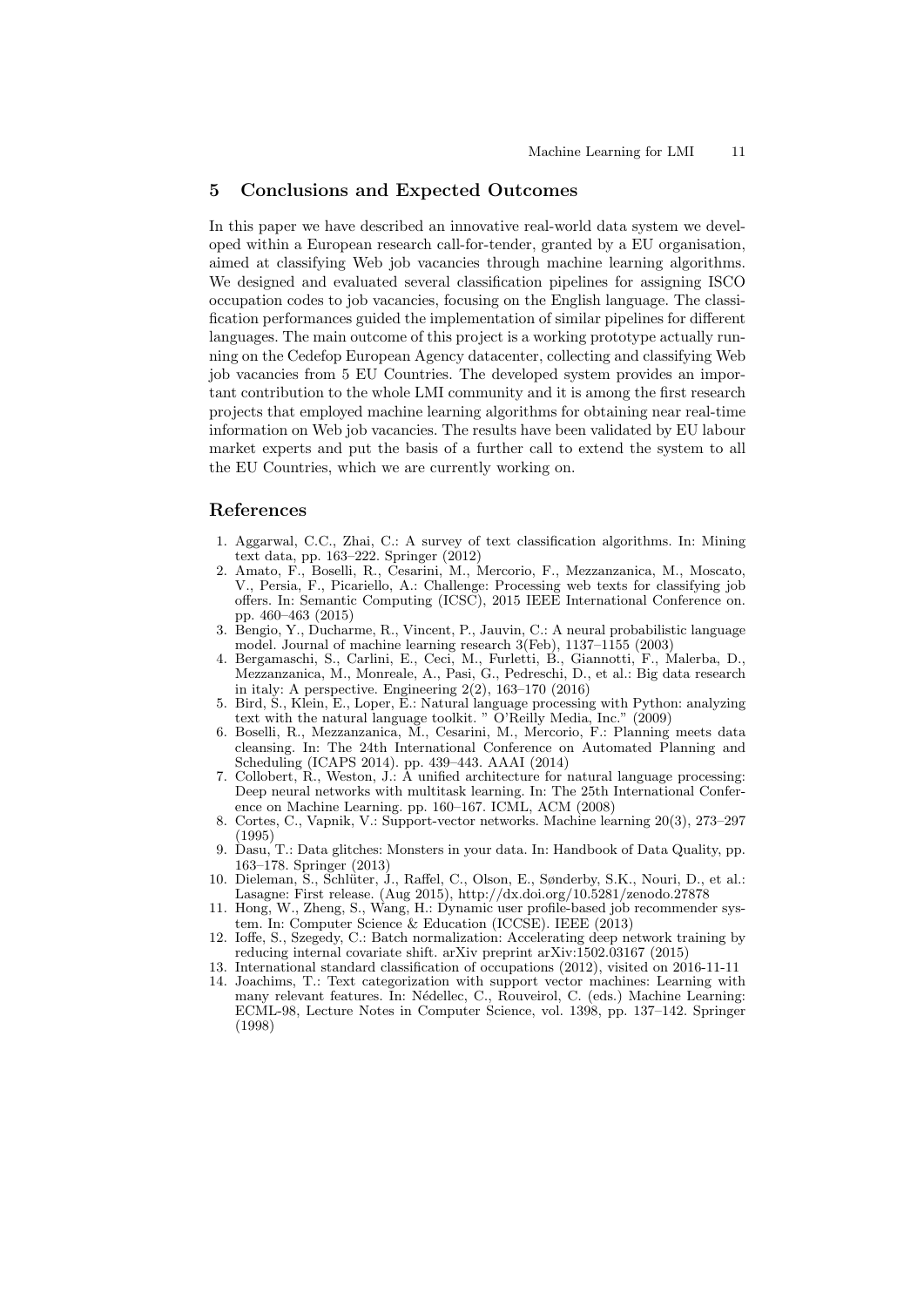## 5 Conclusions and Expected Outcomes

In this paper we have described an innovative real-world data system we developed within a European research call-for-tender, granted by a EU organisation, aimed at classifying Web job vacancies through machine learning algorithms. We designed and evaluated several classification pipelines for assigning ISCO occupation codes to job vacancies, focusing on the English language. The classification performances guided the implementation of similar pipelines for different languages. The main outcome of this project is a working prototype actually running on the Cedefop European Agency datacenter, collecting and classifying Web job vacancies from 5 EU Countries. The developed system provides an important contribution to the whole LMI community and it is among the first research projects that employed machine learning algorithms for obtaining near real-time information on Web job vacancies. The results have been validated by EU labour market experts and put the basis of a further call to extend the system to all the EU Countries, which we are currently working on.

## References

1. Aggarwal, C.C., Zhai, C.: A survey of text classification algorithms. In: Mining text data, pp. 163–222. Springer (2012)
2. Amato, F., Boselli, R., Cesarini, M., Mercorio, F., Mezzanzanica, M., Moscato, V., Persia, F., Picariello, A.: Challenge: Processing web texts for classifying job offers. In: Semantic Computing (ICSC), 2015 IEEE International Conference on. pp. 460–463 (2015)
3. Bengio, Y., Ducharme, R., Vincent, P., Jauvin, C.: A neural probabilistic language model. Journal of machine learning research 3(Feb), 1137–1155 (2003)
4. Bergamaschi, S., Carlini, E., Ceci, M., Furletti, B., Giannotti, F., Malerba, D., Mezzanzanica, M., Monreale, A., Pasi, G., Pedreschi, D., et al.: Big data research in italy: A perspective. Engineering 2(2), 163–170 (2016)
5. Bird, S., Klein, E., Loper, E.: Natural language processing with Python: analyzing text with the natural language toolkit. " O'Reilly Media, Inc." (2009)
6. Boselli, R., Mezzanzanica, M., Cesarini, M., Mercorio, F.: Planning meets data cleansing. In: The 24th International Conference on Automated Planning and Scheduling (ICAPS 2014). pp. 439–443. AAAI (2014)
7. Collobert, R., Weston, J.: A unified architecture for natural language processing: Deep neural networks with multitask learning. In: The 25th International Conference on Machine Learning. pp. 160–167. ICML, ACM (2008)
8. Cortes, C., Vapnik, V.: Support-vector networks. Machine learning 20(3), 273–297 (1995)
9. Dasu, T.: Data glitches: Monsters in your data. In: Handbook of Data Quality, pp. 163–178. Springer (2013)
10. Dieleman, S., Schlüter, J., Raffel, C., Olson, E., Sønderby, S.K., Nouri, D., et al.: Lasagne: First release. (Aug 2015), http://dx.doi.org/10.5281/zenodo.27878
11. Hong, W., Zheng, S., Wang, H.: Dynamic user profile-based job recommender system. In: Computer Science & Education (ICCSE). IEEE (2013)
12. Ioffe, S., Szegedy, C.: Batch normalization: Accelerating deep network training by reducing internal covariate shift. arXiv preprint arXiv:1502.03167 (2015)
13. International standard classification of occupations (2012), visited on 2016-11-11
14. Joachims, T.: Text categorization with support vector machines: Learning with many relevant features. In: Nédellec, C., Rouveirol, C. (eds.) Machine Learning: ECML-98, Lecture Notes in Computer Science, vol. 1398, pp. 137–142. Springer (1998)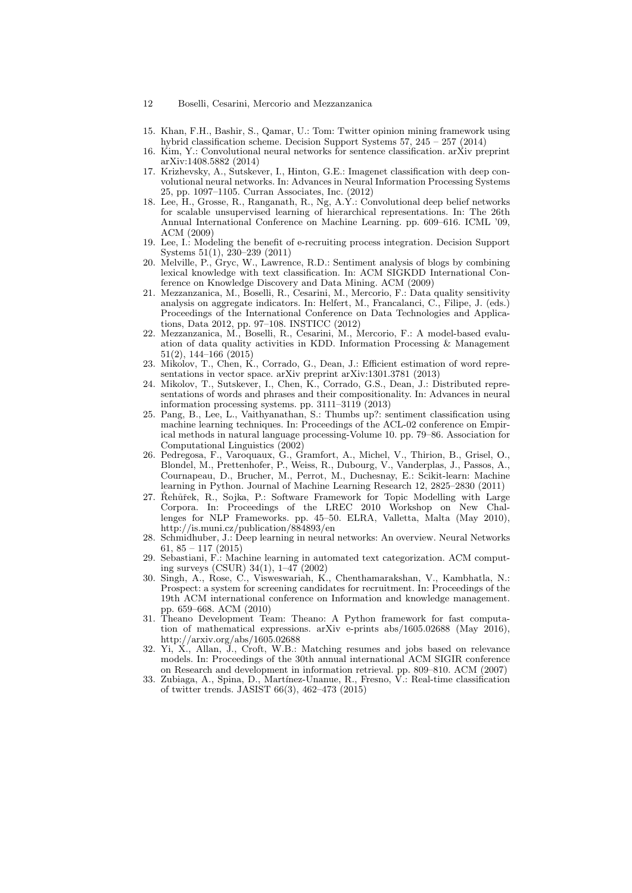15. Khan, F.H., Bashir, S., Qamar, U.: Tom: Twitter opinion mining framework using hybrid classification scheme. Decision Support Systems 57, 245 – 257 (2014)
16. Kim, Y.: Convolutional neural networks for sentence classification. arXiv preprint arXiv:1408.5882 (2014)
17. Krizhevsky, A., Sutskever, I., Hinton, G.E.: Imagenet classification with deep convolutional neural networks. In: Advances in Neural Information Processing Systems 25, pp. 1097–1105. Curran Associates, Inc. (2012)
18. Lee, H., Grosse, R., Ranganath, R., Ng, A.Y.: Convolutional deep belief networks for scalable unsupervised learning of hierarchical representations. In: The 26th Annual International Conference on Machine Learning. pp. 609–616. ICML '09, ACM (2009)
19. Lee, I.: Modeling the benefit of e-recruiting process integration. Decision Support Systems 51(1), 230–239 (2011)
20. Melville, P., Gryc, W., Lawrence, R.D.: Sentiment analysis of blogs by combining lexical knowledge with text classification. In: ACM SIGKDD International Conference on Knowledge Discovery and Data Mining. ACM (2009)
21. Mezzanzanica, M., Boselli, R., Cesarini, M., Mercorio, F.: Data quality sensitivity analysis on aggregate indicators. In: Helfert, M., Francalanci, C., Filipe, J. (eds.) Proceedings of the International Conference on Data Technologies and Applications, Data 2012, pp. 97–108. INSTICC (2012)
22. Mezzanzanica, M., Boselli, R., Cesarini, M., Mercorio, F.: A model-based evaluation of data quality activities in KDD. Information Processing & Management 51(2), 144–166 (2015)
23. Mikolov, T., Chen, K., Corrado, G., Dean, J.: Efficient estimation of word representations in vector space. arXiv preprint arXiv:1301.3781 (2013)
24. Mikolov, T., Sutskever, I., Chen, K., Corrado, G.S., Dean, J.: Distributed representations of words and phrases and their compositionality. In: Advances in neural information processing systems. pp. 3111–3119 (2013)
25. Pang, B., Lee, L., Vaithyanathan, S.: Thumbs up?: sentiment classification using machine learning techniques. In: Proceedings of the ACL-02 conference on Empirical methods in natural language processing-Volume 10. pp. 79–86. Association for Computational Linguistics (2002)
26. Pedregosa, F., Varoquaux, G., Gramfort, A., Michel, V., Thirion, B., Grisel, O., Blondel, M., Prettenhofer, P., Weiss, R., Dubourg, V., Vanderplas, J., Passos, A., Cournapeau, D., Brucher, M., Perrot, M., Duchesnay, E.: Scikit-learn: Machine learning in Python. Journal of Machine Learning Research 12, 2825–2830 (2011)
27. Řehůřek, R., Sojka, P.: Software Framework for Topic Modelling with Large Corpora. In: Proceedings of the LREC 2010 Workshop on New Challenges for NLP Frameworks. pp. 45–50. ELRA, Valletta, Malta (May 2010), http://is.muni.cz/publication/884893/en
28. Schmidhuber, J.: Deep learning in neural networks: An overview. Neural Networks 61, 85 – 117 (2015)
29. Sebastiani, F.: Machine learning in automated text categorization. ACM computing surveys (CSUR) 34(1), 1–47 (2002)
30. Singh, A., Rose, C., Visweswariah, K., Chenthamarakshan, V., Kambhatla, N.: Prospect: a system for screening candidates for recruitment. In: Proceedings of the 19th ACM international conference on Information and knowledge management. pp. 659–668. ACM (2010)
31. Theano Development Team: Theano: A Python framework for fast computation of mathematical expressions. arXiv e-prints abs/1605.02688 (May 2016), http://arxiv.org/abs/1605.02688
32. Yi, X., Allan, J., Croft, W.B.: Matching resumes and jobs based on relevance models. In: Proceedings of the 30th annual international ACM SIGIR conference on Research and development in information retrieval. pp. 809–810. ACM (2007)
33. Zubiaga, A., Spina, D., Martínez-Unanue, R., Fresno, V.: Real-time classification of twitter trends. JASIST 66(3), 462–473 (2015)